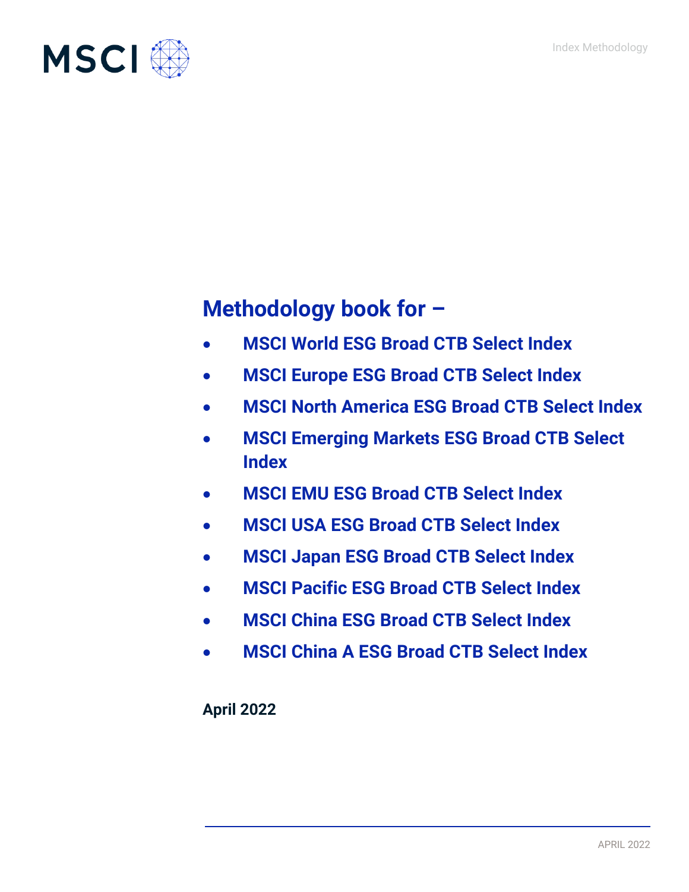MSCI

Index Methodology

# Methodology book for –

- MSCI World ESG Broad CTB Select Index
- MSCI Europe ESG Broad CTB Select Index
- MSCI North America ESG Broad CTB Select Index
- MSCI Emerging Markets ESG Broad CTB Select Index
- MSCI EMU ESG Broad CTB Select Index
- MSCI USA ESG Broad CTB Select Index
- MSCI Japan ESG Broad CTB Select Index
- MSCI Pacific ESG Broad CTB Select Index
- MSCI China ESG Broad CTB Select Index
- MSCI China A ESG Broad CTB Select Index

**April 2022**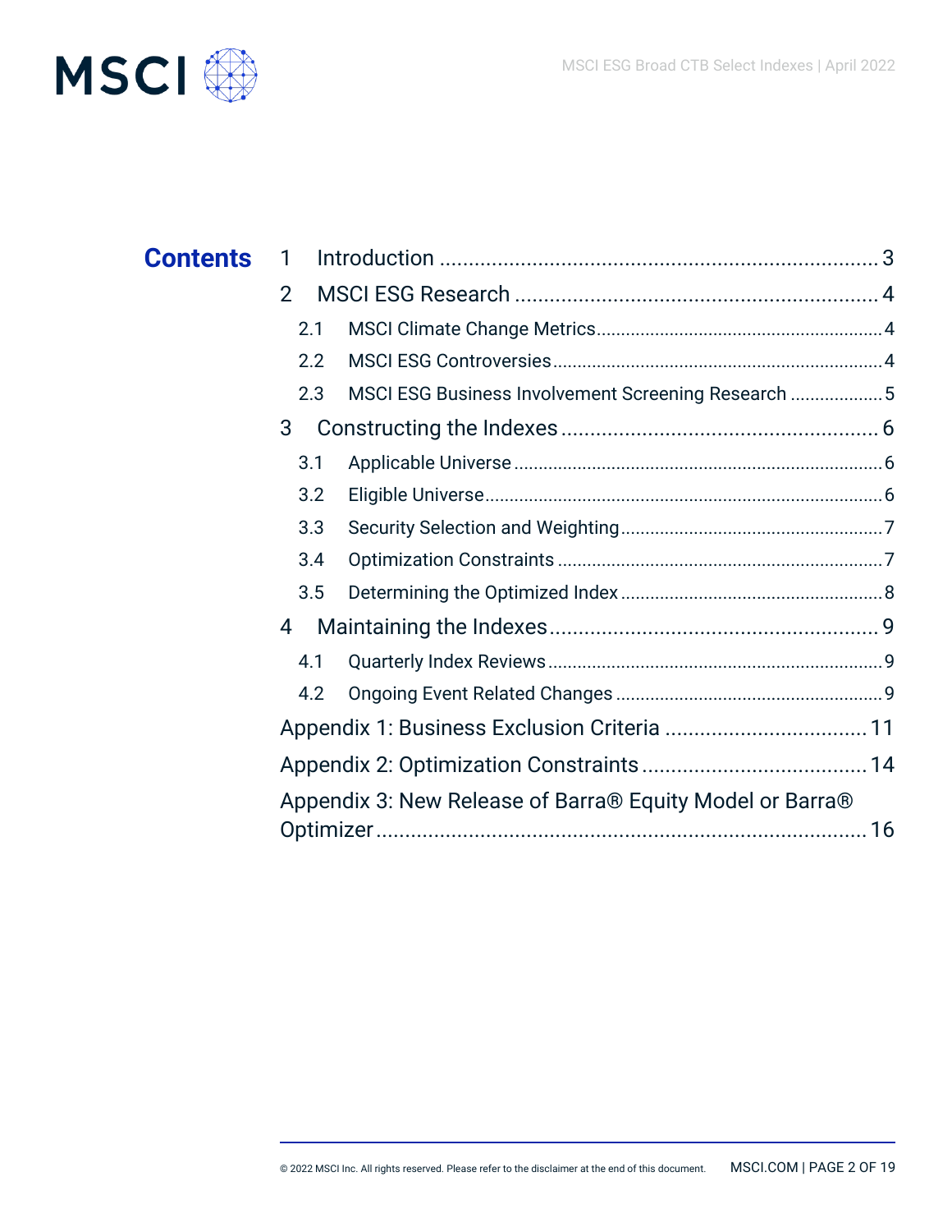# Contents

1 Introduction .......... 3

2 MSCI ESG Research .......... 4

- 2.1 MSCI Climate Change Metrics .......... 4
- 2.2 MSCI ESG Controversies .......... 4
- 2.3 MSCI ESG Business Involvement Screening Research .......... 5

3 Constructing the Indexes .......... 6

- 3.1 Applicable Universe .......... 6
- 3.2 Eligible Universe .......... 6
- 3.3 Security Selection and Weighting .......... 7
- 3.4 Optimization Constraints .......... 7
- 3.5 Determining the Optimized Index .......... 8

4 Maintaining the Indexes .......... 9

- 4.1 Quarterly Index Reviews .......... 9
- 4.2 Ongoing Event Related Changes .......... 9

Appendix 1: Business Exclusion Criteria .......... 11

Appendix 2: Optimization Constraints .......... 14

Appendix 3: New Release of Barra® Equity Model or Barra® Optimizer .......... 16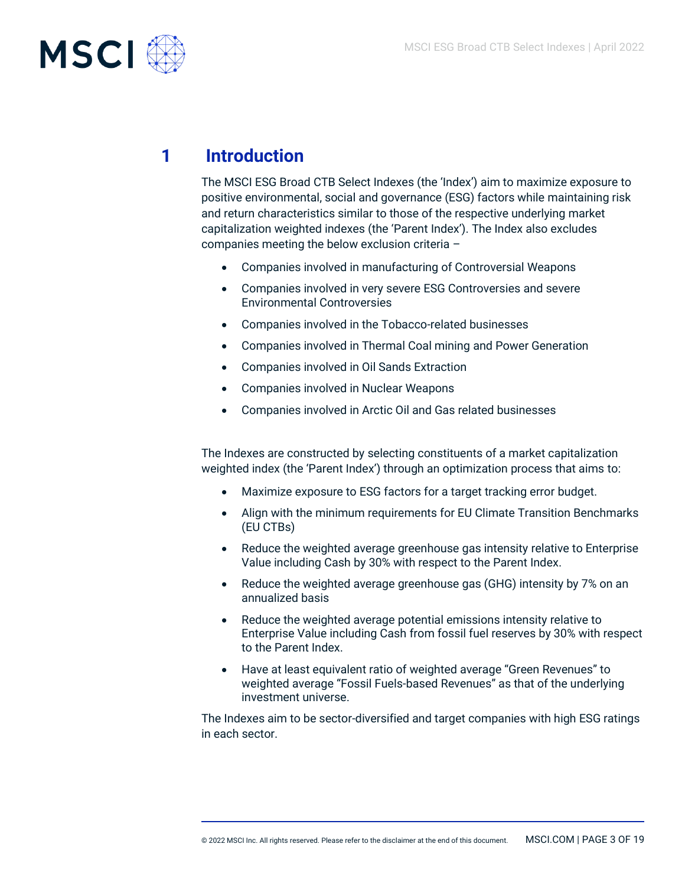# 1 Introduction

The MSCI ESG Broad CTB Select Indexes (the 'Index') aim to maximize exposure to positive environmental, social and governance (ESG) factors while maintaining risk and return characteristics similar to those of the respective underlying market capitalization weighted indexes (the 'Parent Index'). The Index also excludes companies meeting the below exclusion criteria –

- Companies involved in manufacturing of Controversial Weapons
- Companies involved in very severe ESG Controversies and severe Environmental Controversies
- Companies involved in the Tobacco-related businesses
- Companies involved in Thermal Coal mining and Power Generation
- Companies involved in Oil Sands Extraction
- Companies involved in Nuclear Weapons
- Companies involved in Arctic Oil and Gas related businesses

The Indexes are constructed by selecting constituents of a market capitalization weighted index (the 'Parent Index') through an optimization process that aims to:

- Maximize exposure to ESG factors for a target tracking error budget.
- Align with the minimum requirements for EU Climate Transition Benchmarks (EU CTBs)
- Reduce the weighted average greenhouse gas intensity relative to Enterprise Value including Cash by 30% with respect to the Parent Index.
- Reduce the weighted average greenhouse gas (GHG) intensity by 7% on an annualized basis
- Reduce the weighted average potential emissions intensity relative to Enterprise Value including Cash from fossil fuel reserves by 30% with respect to the Parent Index.
- Have at least equivalent ratio of weighted average "Green Revenues" to weighted average "Fossil Fuels-based Revenues" as that of the underlying investment universe.

The Indexes aim to be sector-diversified and target companies with high ESG ratings in each sector.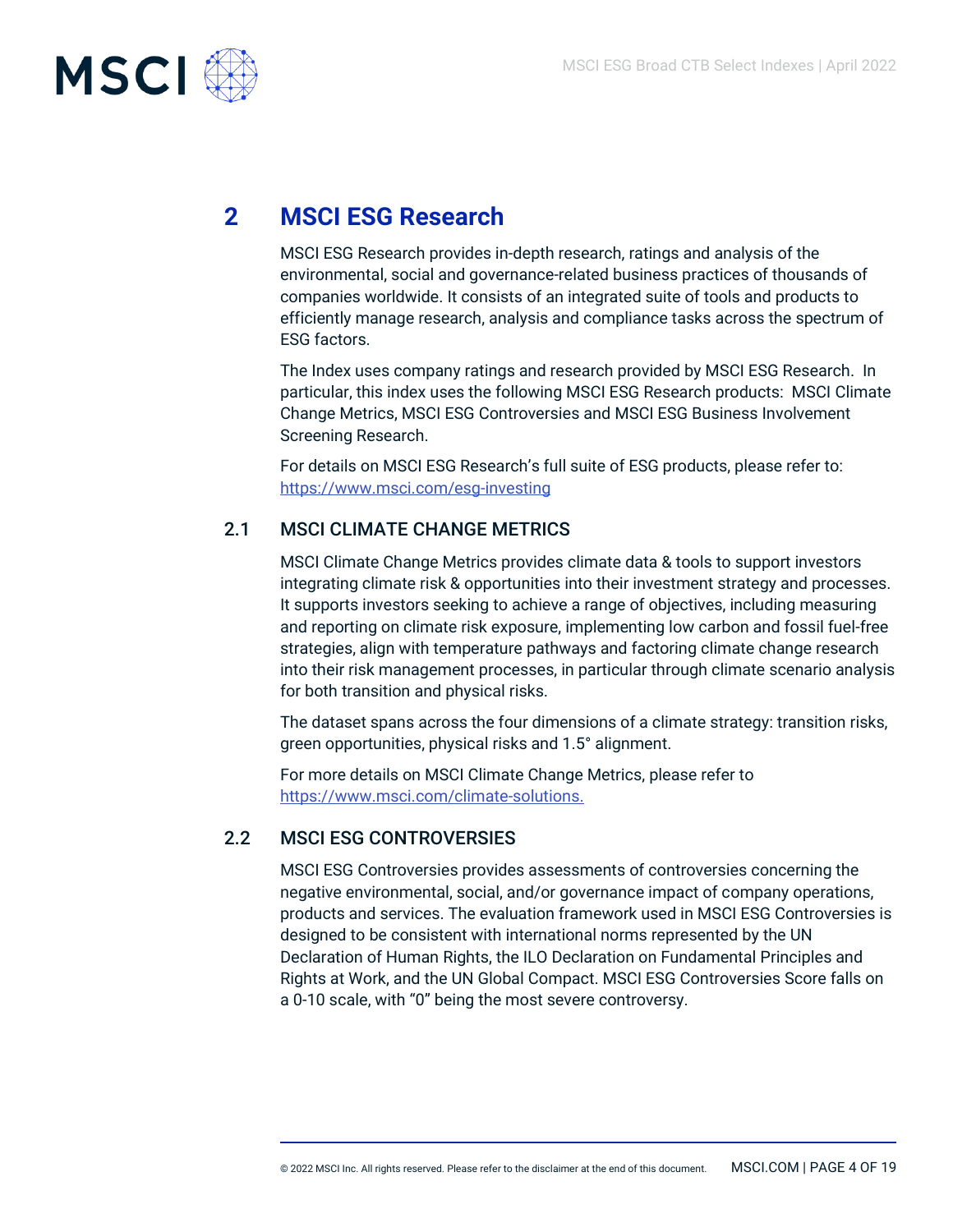# 2 MSCI ESG Research

MSCI ESG Research provides in-depth research, ratings and analysis of the environmental, social and governance-related business practices of thousands of companies worldwide. It consists of an integrated suite of tools and products to efficiently manage research, analysis and compliance tasks across the spectrum of ESG factors.

The Index uses company ratings and research provided by MSCI ESG Research. In particular, this index uses the following MSCI ESG Research products: MSCI Climate Change Metrics, MSCI ESG Controversies and MSCI ESG Business Involvement Screening Research.

For details on MSCI ESG Research's full suite of ESG products, please refer to: https://www.msci.com/esg-investing

## 2.1 MSCI CLIMATE CHANGE METRICS

MSCI Climate Change Metrics provides climate data & tools to support investors integrating climate risk & opportunities into their investment strategy and processes. It supports investors seeking to achieve a range of objectives, including measuring and reporting on climate risk exposure, implementing low carbon and fossil fuel-free strategies, align with temperature pathways and factoring climate change research into their risk management processes, in particular through climate scenario analysis for both transition and physical risks.

The dataset spans across the four dimensions of a climate strategy: transition risks, green opportunities, physical risks and 1.5° alignment.

For more details on MSCI Climate Change Metrics, please refer to https://www.msci.com/climate-solutions.

## 2.2 MSCI ESG CONTROVERSIES

MSCI ESG Controversies provides assessments of controversies concerning the negative environmental, social, and/or governance impact of company operations, products and services. The evaluation framework used in MSCI ESG Controversies is designed to be consistent with international norms represented by the UN Declaration of Human Rights, the ILO Declaration on Fundamental Principles and Rights at Work, and the UN Global Compact. MSCI ESG Controversies Score falls on a 0-10 scale, with "0" being the most severe controversy.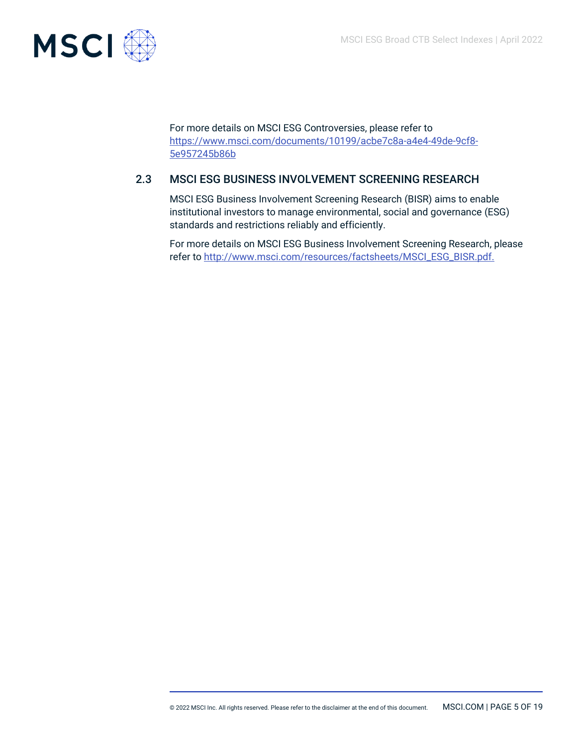For more details on MSCI ESG Controversies, please refer to [https://www.msci.com/documents/10199/acbe7c8a-a4e4-49de-9cf8-5e957245b86b](https://www.msci.com/documents/10199/acbe7c8a-a4e4-49de-9cf8-5e957245b86b)

## 2.3 MSCI ESG BUSINESS INVOLVEMENT SCREENING RESEARCH

MSCI ESG Business Involvement Screening Research (BISR) aims to enable institutional investors to manage environmental, social and governance (ESG) standards and restrictions reliably and efficiently.

For more details on MSCI ESG Business Involvement Screening Research, please refer to [http://www.msci.com/resources/factsheets/MSCI_ESG_BISR.pdf.](http://www.msci.com/resources/factsheets/MSCI_ESG_BISR.pdf)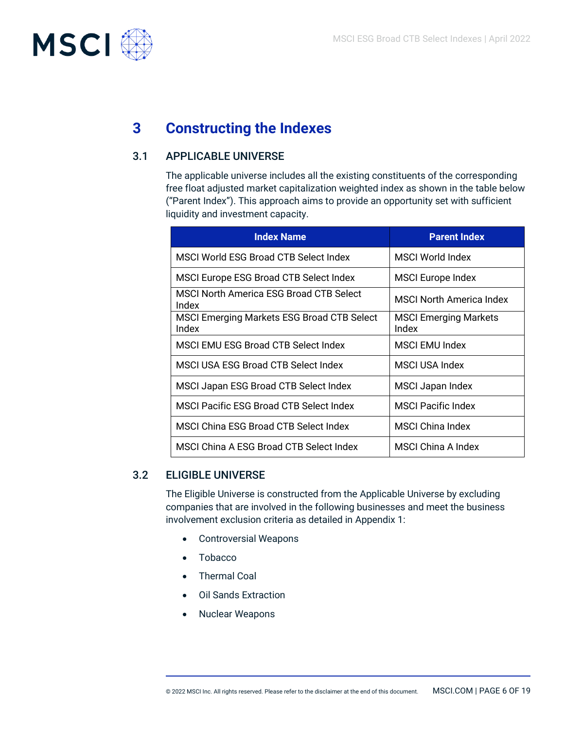# 3 Constructing the Indexes

## 3.1 APPLICABLE UNIVERSE

The applicable universe includes all the existing constituents of the corresponding free float adjusted market capitalization weighted index as shown in the table below ("Parent Index"). This approach aims to provide an opportunity set with sufficient liquidity and investment capacity.

| Index Name | Parent Index |
|---|---|
| MSCI World ESG Broad CTB Select Index | MSCI World Index |
| MSCI Europe ESG Broad CTB Select Index | MSCI Europe Index |
| MSCI North America ESG Broad CTB Select Index | MSCI North America Index |
| MSCI Emerging Markets ESG Broad CTB Select Index | MSCI Emerging Markets Index |
| MSCI EMU ESG Broad CTB Select Index | MSCI EMU Index |
| MSCI USA ESG Broad CTB Select Index | MSCI USA Index |
| MSCI Japan ESG Broad CTB Select Index | MSCI Japan Index |
| MSCI Pacific ESG Broad CTB Select Index | MSCI Pacific Index |
| MSCI China ESG Broad CTB Select Index | MSCI China Index |
| MSCI China A ESG Broad CTB Select Index | MSCI China A Index |

## 3.2 ELIGIBLE UNIVERSE

The Eligible Universe is constructed from the Applicable Universe by excluding companies that are involved in the following businesses and meet the business involvement exclusion criteria as detailed in Appendix 1:

- Controversial Weapons
- Tobacco
- Thermal Coal
- Oil Sands Extraction
- Nuclear Weapons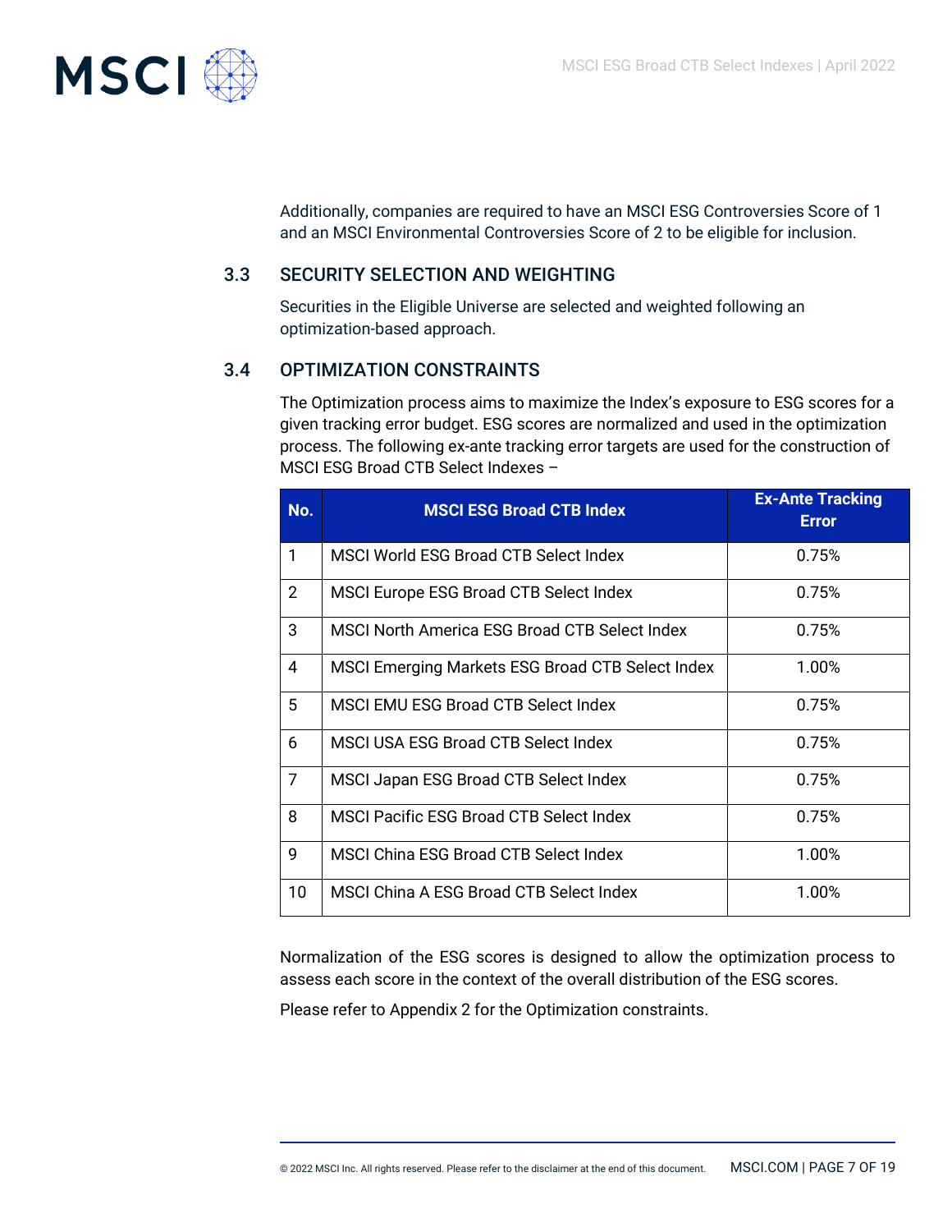Additionally, companies are required to have an MSCI ESG Controversies Score of 1 and an MSCI Environmental Controversies Score of 2 to be eligible for inclusion.

## 3.3 SECURITY SELECTION AND WEIGHTING

Securities in the Eligible Universe are selected and weighted following an optimization-based approach.

## 3.4 OPTIMIZATION CONSTRAINTS

The Optimization process aims to maximize the Index's exposure to ESG scores for a given tracking error budget. ESG scores are normalized and used in the optimization process. The following ex-ante tracking error targets are used for the construction of MSCI ESG Broad CTB Select Indexes –

| No. | MSCI ESG Broad CTB Index | Ex-Ante Tracking Error |
|---|---|---|
| 1 | MSCI World ESG Broad CTB Select Index | 0.75% |
| 2 | MSCI Europe ESG Broad CTB Select Index | 0.75% |
| 3 | MSCI North America ESG Broad CTB Select Index | 0.75% |
| 4 | MSCI Emerging Markets ESG Broad CTB Select Index | 1.00% |
| 5 | MSCI EMU ESG Broad CTB Select Index | 0.75% |
| 6 | MSCI USA ESG Broad CTB Select Index | 0.75% |
| 7 | MSCI Japan ESG Broad CTB Select Index | 0.75% |
| 8 | MSCI Pacific ESG Broad CTB Select Index | 0.75% |
| 9 | MSCI China ESG Broad CTB Select Index | 1.00% |
| 10 | MSCI China A ESG Broad CTB Select Index | 1.00% |

Normalization of the ESG scores is designed to allow the optimization process to assess each score in the context of the overall distribution of the ESG scores.

Please refer to Appendix 2 for the Optimization constraints.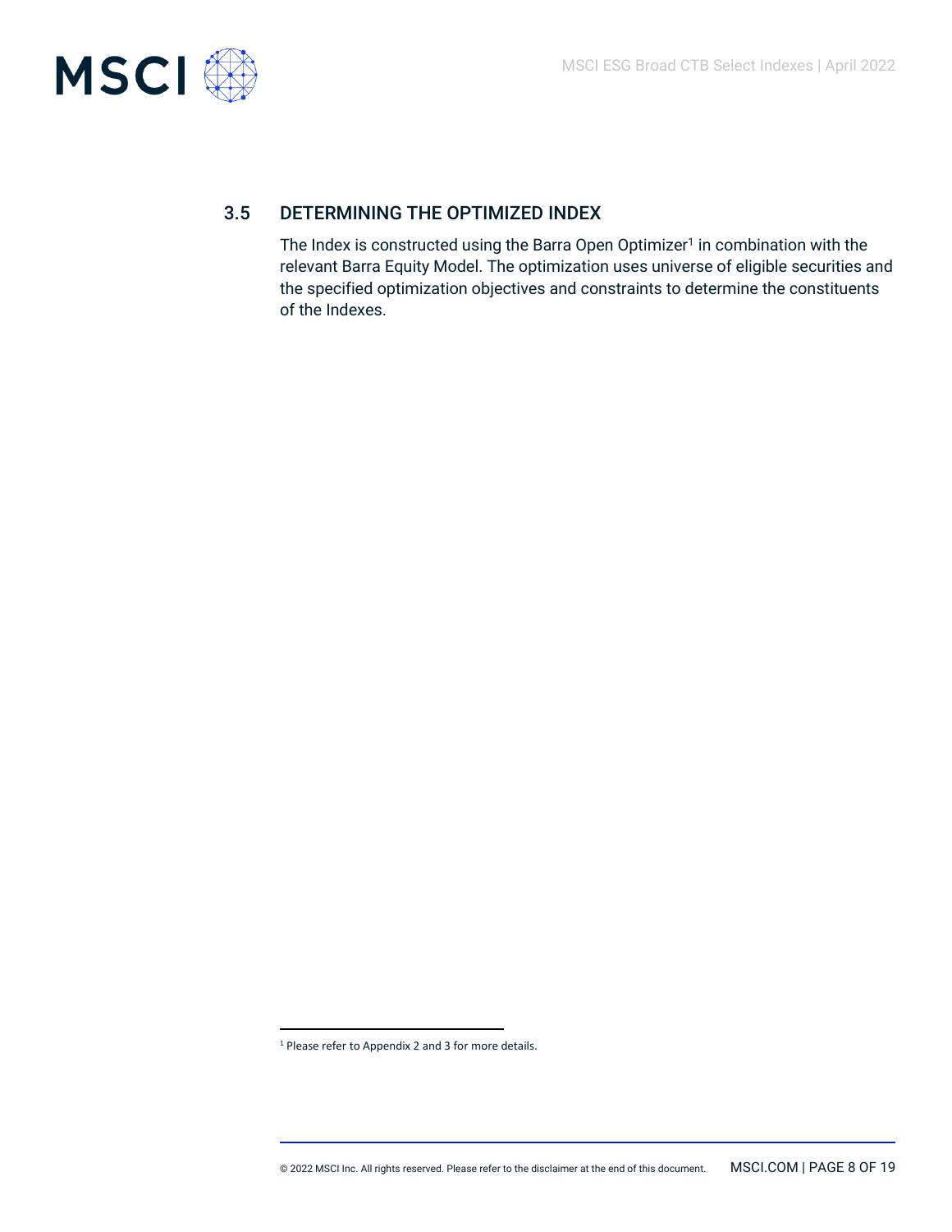## 3.5 DETERMINING THE OPTIMIZED INDEX

The Index is constructed using the Barra Open Optimizer[1] in combination with the relevant Barra Equity Model. The optimization uses universe of eligible securities and the specified optimization objectives and constraints to determine the constituents of the Indexes.

[1] Please refer to Appendix 2 and 3 for more details.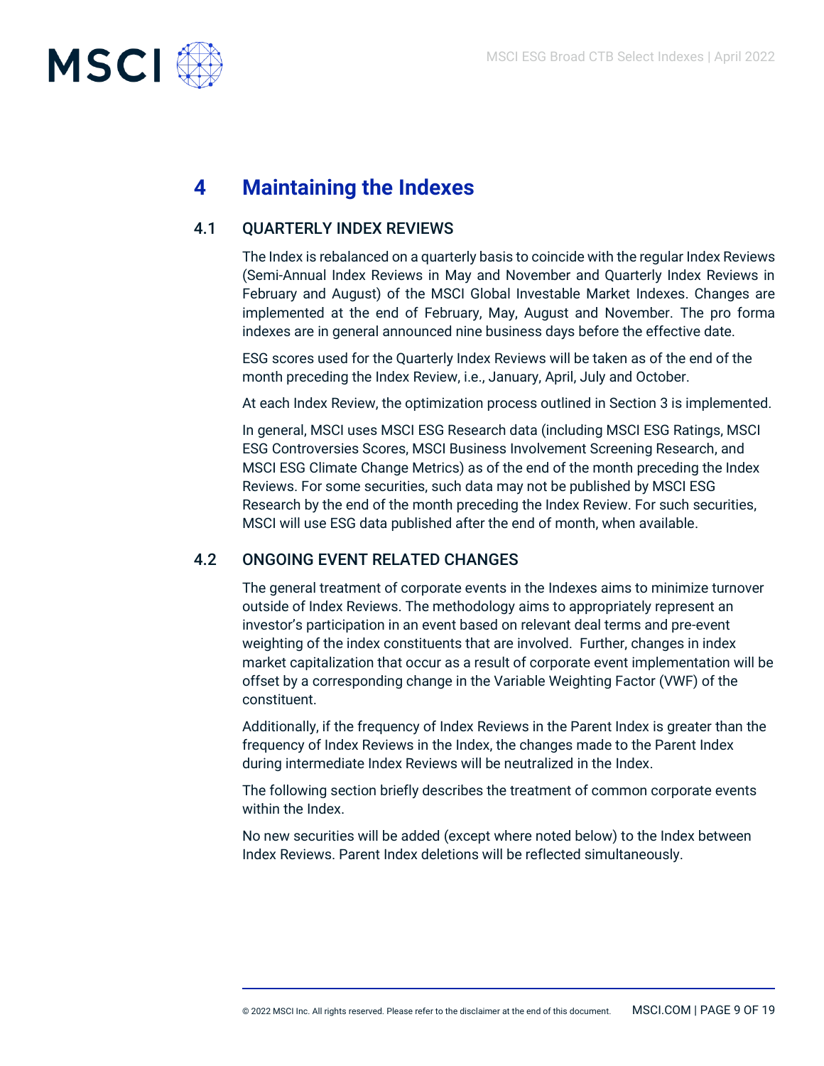# 4 Maintaining the Indexes

## 4.1 QUARTERLY INDEX REVIEWS

The Index is rebalanced on a quarterly basis to coincide with the regular Index Reviews (Semi-Annual Index Reviews in May and November and Quarterly Index Reviews in February and August) of the MSCI Global Investable Market Indexes. Changes are implemented at the end of February, May, August and November. The pro forma indexes are in general announced nine business days before the effective date.

ESG scores used for the Quarterly Index Reviews will be taken as of the end of the month preceding the Index Review, i.e., January, April, July and October.

At each Index Review, the optimization process outlined in Section 3 is implemented.

In general, MSCI uses MSCI ESG Research data (including MSCI ESG Ratings, MSCI ESG Controversies Scores, MSCI Business Involvement Screening Research, and MSCI ESG Climate Change Metrics) as of the end of the month preceding the Index Reviews. For some securities, such data may not be published by MSCI ESG Research by the end of the month preceding the Index Review. For such securities, MSCI will use ESG data published after the end of month, when available.

## 4.2 ONGOING EVENT RELATED CHANGES

The general treatment of corporate events in the Indexes aims to minimize turnover outside of Index Reviews. The methodology aims to appropriately represent an investor's participation in an event based on relevant deal terms and pre-event weighting of the index constituents that are involved. Further, changes in index market capitalization that occur as a result of corporate event implementation will be offset by a corresponding change in the Variable Weighting Factor (VWF) of the constituent.

Additionally, if the frequency of Index Reviews in the Parent Index is greater than the frequency of Index Reviews in the Index, the changes made to the Parent Index during intermediate Index Reviews will be neutralized in the Index.

The following section briefly describes the treatment of common corporate events within the Index.

No new securities will be added (except where noted below) to the Index between Index Reviews. Parent Index deletions will be reflected simultaneously.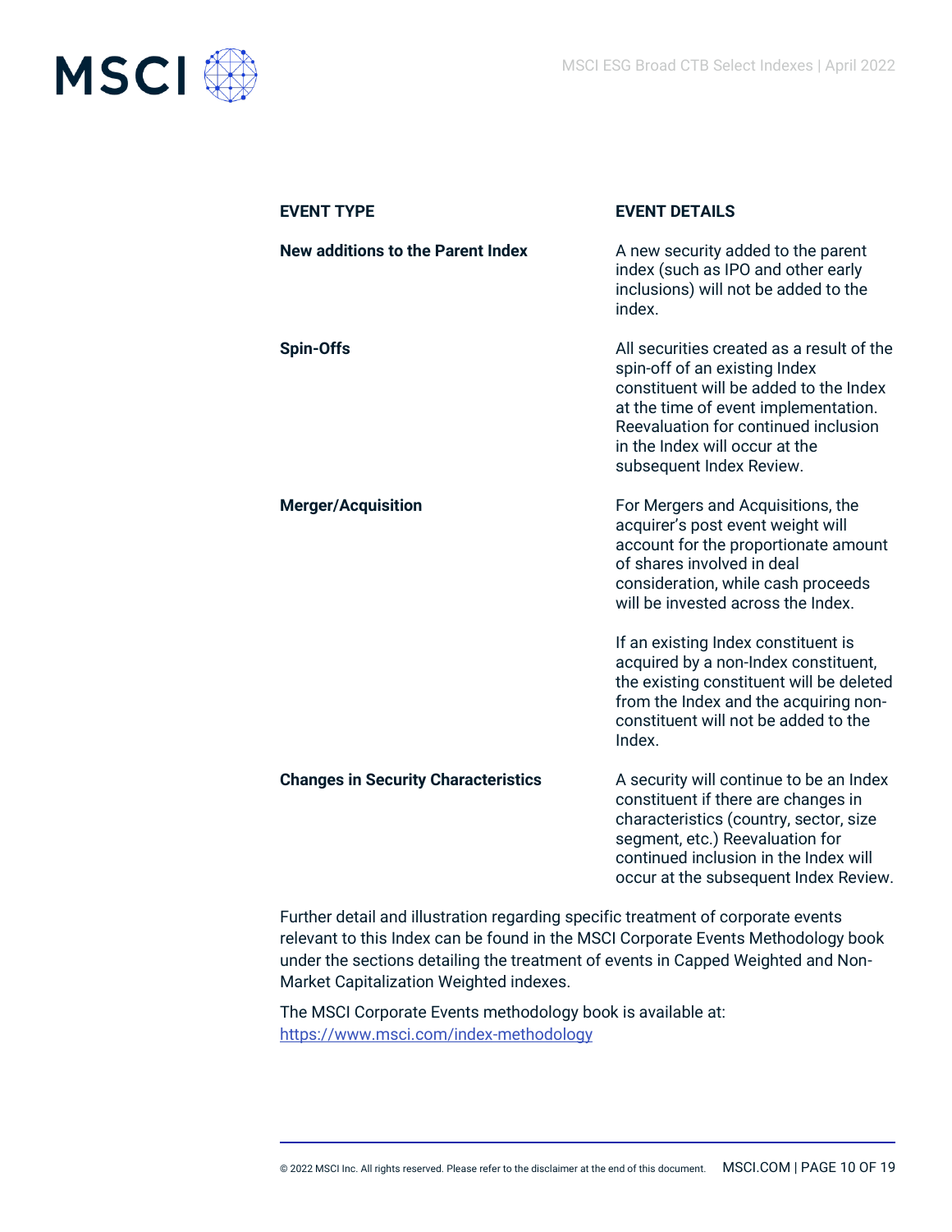| EVENT TYPE | EVENT DETAILS |
| --- | --- |
| **New additions to the Parent Index** | A new security added to the parent index (such as IPO and other early inclusions) will not be added to the index. |
| **Spin-Offs** | All securities created as a result of the spin-off of an existing Index constituent will be added to the Index at the time of event implementation. Reevaluation for continued inclusion in the Index will occur at the subsequent Index Review. |
| **Merger/Acquisition** | For Mergers and Acquisitions, the acquirer's post event weight will account for the proportionate amount of shares involved in deal consideration, while cash proceeds will be invested across the Index.<br><br>If an existing Index constituent is acquired by a non-Index constituent, the existing constituent will be deleted from the Index and the acquiring non-constituent will not be added to the Index. |
| **Changes in Security Characteristics** | A security will continue to be an Index constituent if there are changes in characteristics (country, sector, size segment, etc.) Reevaluation for continued inclusion in the Index will occur at the subsequent Index Review. |

Further detail and illustration regarding specific treatment of corporate events relevant to this Index can be found in the MSCI Corporate Events Methodology book under the sections detailing the treatment of events in Capped Weighted and Non-Market Capitalization Weighted indexes.

The MSCI Corporate Events methodology book is available at: https://www.msci.com/index-methodology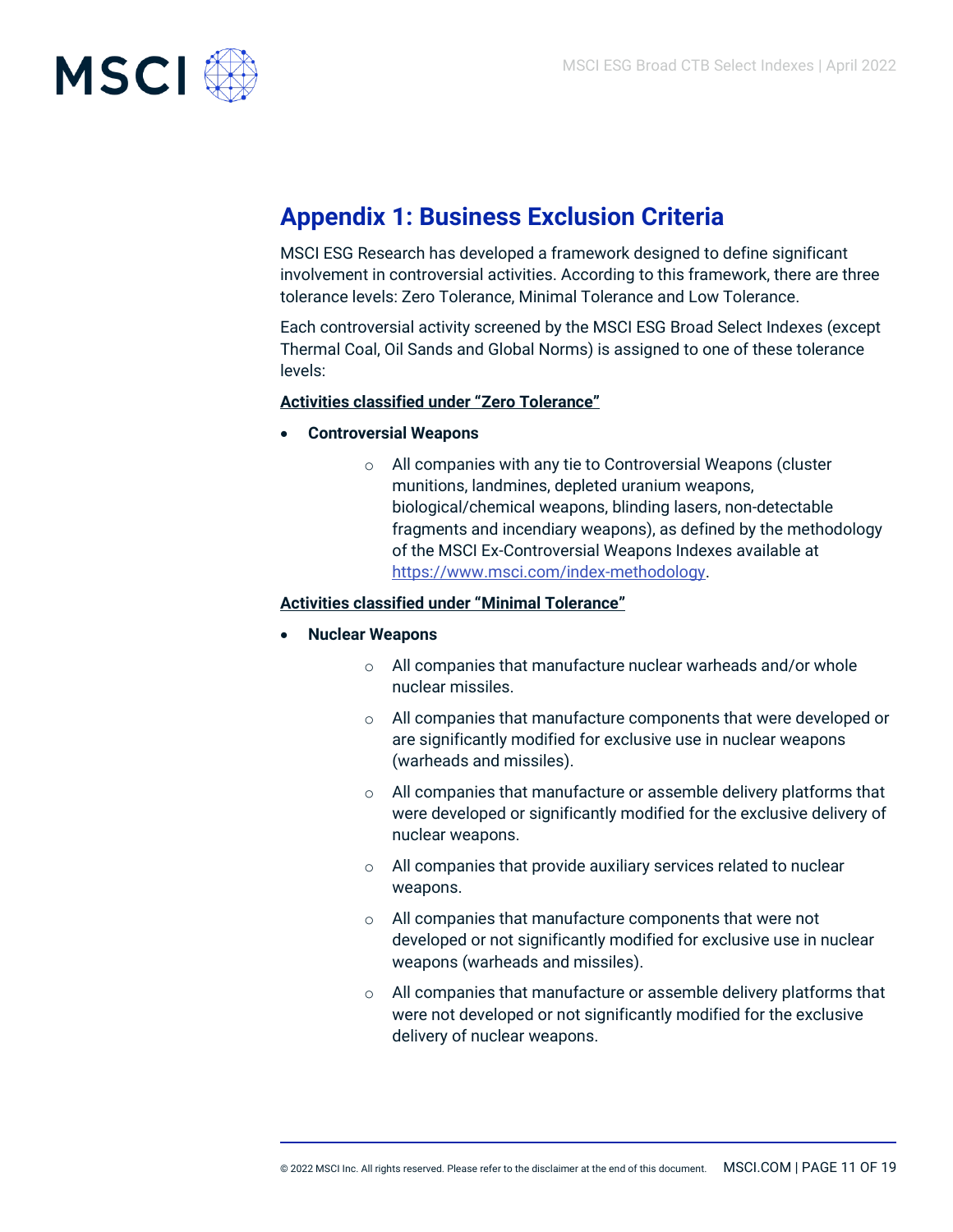## Appendix 1: Business Exclusion Criteria

MSCI ESG Research has developed a framework designed to define significant involvement in controversial activities. According to this framework, there are three tolerance levels: Zero Tolerance, Minimal Tolerance and Low Tolerance.

Each controversial activity screened by the MSCI ESG Broad Select Indexes (except Thermal Coal, Oil Sands and Global Norms) is assigned to one of these tolerance levels:

**Activities classified under "Zero Tolerance"**

- **Controversial Weapons**
  - All companies with any tie to Controversial Weapons (cluster munitions, landmines, depleted uranium weapons, biological/chemical weapons, blinding lasers, non-detectable fragments and incendiary weapons), as defined by the methodology of the MSCI Ex-Controversial Weapons Indexes available at https://www.msci.com/index-methodology.

**Activities classified under "Minimal Tolerance"**

- **Nuclear Weapons**
  - All companies that manufacture nuclear warheads and/or whole nuclear missiles.
  - All companies that manufacture components that were developed or are significantly modified for exclusive use in nuclear weapons (warheads and missiles).
  - All companies that manufacture or assemble delivery platforms that were developed or significantly modified for the exclusive delivery of nuclear weapons.
  - All companies that provide auxiliary services related to nuclear weapons.
  - All companies that manufacture components that were not developed or not significantly modified for exclusive use in nuclear weapons (warheads and missiles).
  - All companies that manufacture or assemble delivery platforms that were not developed or not significantly modified for the exclusive delivery of nuclear weapons.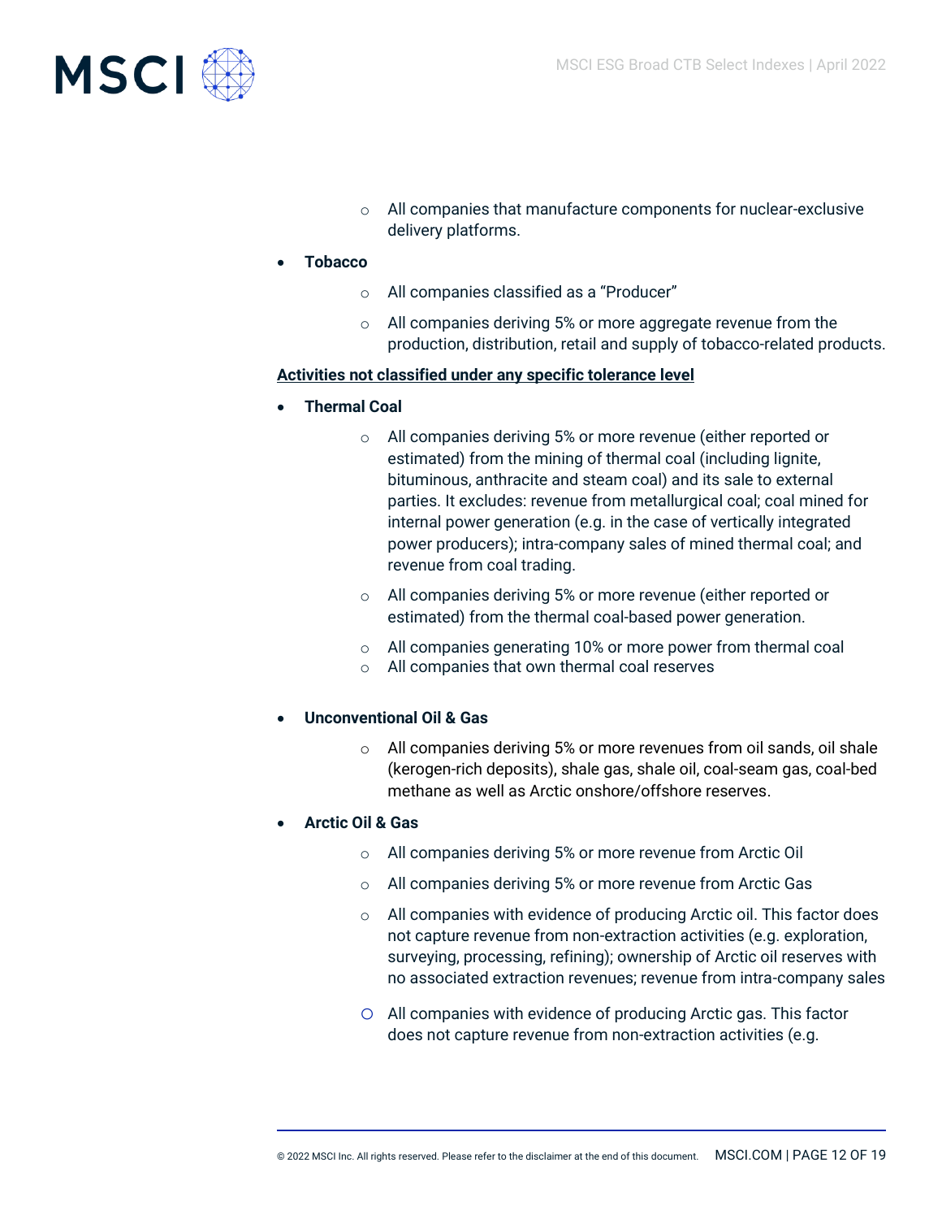- All companies that manufacture components for nuclear-exclusive delivery platforms.

- **Tobacco**
  - All companies classified as a "Producer"
  - All companies deriving 5% or more aggregate revenue from the production, distribution, retail and supply of tobacco-related products.

**Activities not classified under any specific tolerance level**

- **Thermal Coal**
  - All companies deriving 5% or more revenue (either reported or estimated) from the mining of thermal coal (including lignite, bituminous, anthracite and steam coal) and its sale to external parties. It excludes: revenue from metallurgical coal; coal mined for internal power generation (e.g. in the case of vertically integrated power producers); intra-company sales of mined thermal coal; and revenue from coal trading.
  - All companies deriving 5% or more revenue (either reported or estimated) from the thermal coal-based power generation.
  - All companies generating 10% or more power from thermal coal
  - All companies that own thermal coal reserves

- **Unconventional Oil & Gas**
  - All companies deriving 5% or more revenues from oil sands, oil shale (kerogen-rich deposits), shale gas, shale oil, coal-seam gas, coal-bed methane as well as Arctic onshore/offshore reserves.

- **Arctic Oil & Gas**
  - All companies deriving 5% or more revenue from Arctic Oil
  - All companies deriving 5% or more revenue from Arctic Gas
  - All companies with evidence of producing Arctic oil. This factor does not capture revenue from non-extraction activities (e.g. exploration, surveying, processing, refining); ownership of Arctic oil reserves with no associated extraction revenues; revenue from intra-company sales
  - All companies with evidence of producing Arctic gas. This factor does not capture revenue from non-extraction activities (e.g.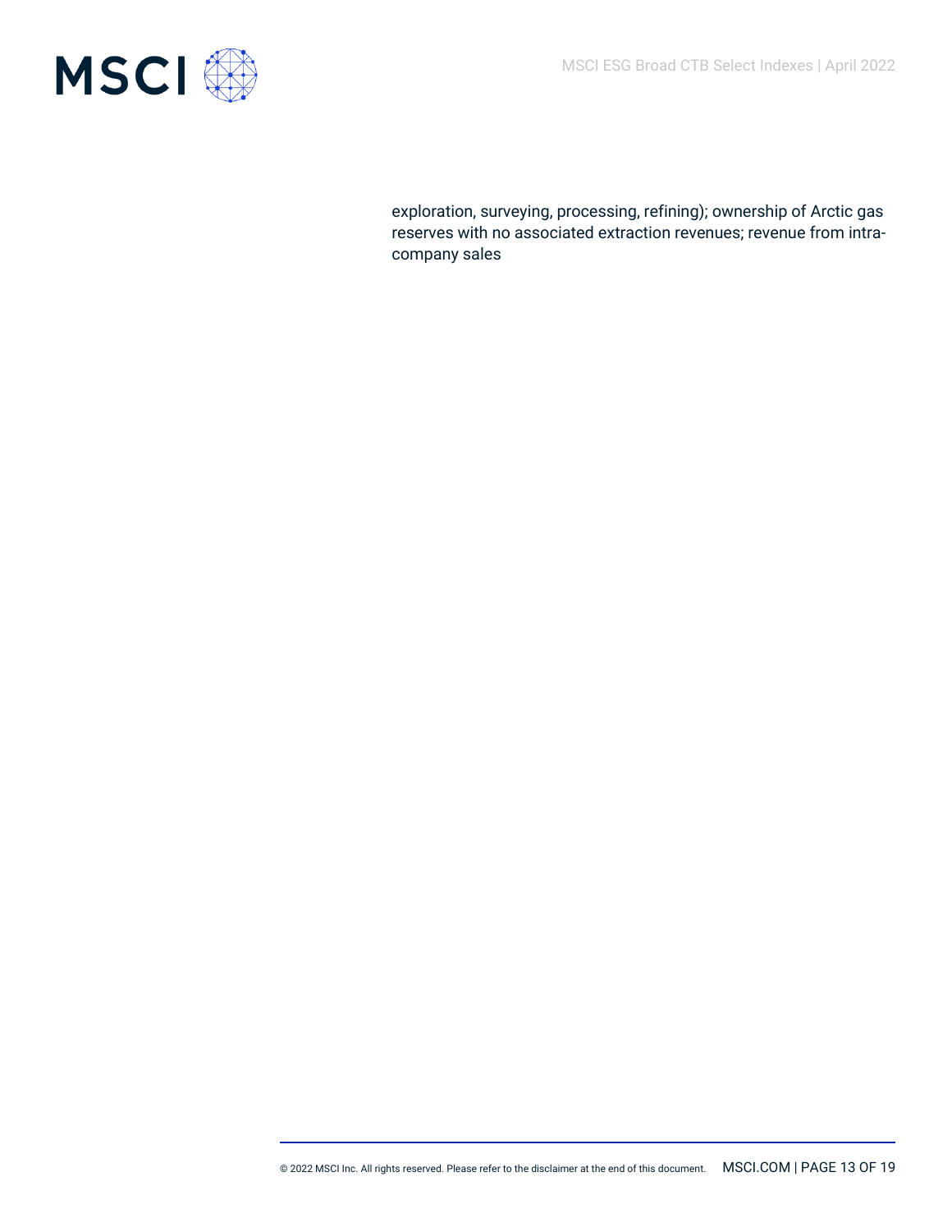exploration, surveying, processing, refining); ownership of Arctic gas reserves with no associated extraction revenues; revenue from intra-company sales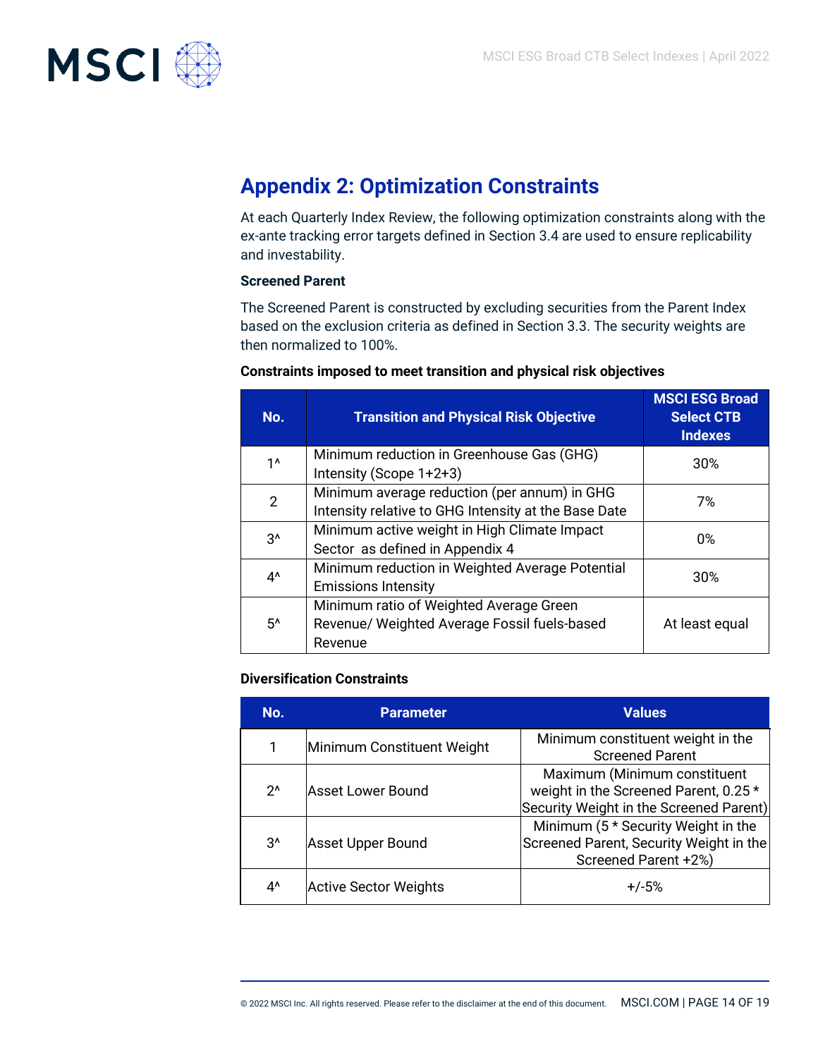## Appendix 2: Optimization Constraints

At each Quarterly Index Review, the following optimization constraints along with the ex-ante tracking error targets defined in Section 3.4 are used to ensure replicability and investability.

**Screened Parent**

The Screened Parent is constructed by excluding securities from the Parent Index based on the exclusion criteria as defined in Section 3.3. The security weights are then normalized to 100%.

**Constraints imposed to meet transition and physical risk objectives**

| No. | Transition and Physical Risk Objective | MSCI ESG Broad Select CTB Indexes |
|---|---|---|
| 1^ | Minimum reduction in Greenhouse Gas (GHG) Intensity (Scope 1+2+3) | 30% |
| 2 | Minimum average reduction (per annum) in GHG Intensity relative to GHG Intensity at the Base Date | 7% |
| 3^ | Minimum active weight in High Climate Impact Sector as defined in Appendix 4 | 0% |
| 4^ | Minimum reduction in Weighted Average Potential Emissions Intensity | 30% |
| 5^ | Minimum ratio of Weighted Average Green Revenue/ Weighted Average Fossil fuels-based Revenue | At least equal |

**Diversification Constraints**

| No. | Parameter | Values |
|---|---|---|
| 1 | Minimum Constituent Weight | Minimum constituent weight in the Screened Parent |
| 2^ | Asset Lower Bound | Maximum (Minimum constituent weight in the Screened Parent, 0.25 * Security Weight in the Screened Parent) |
| 3^ | Asset Upper Bound | Minimum (5 * Security Weight in the Screened Parent, Security Weight in the Screened Parent +2%) |
| 4^ | Active Sector Weights | +/-5% |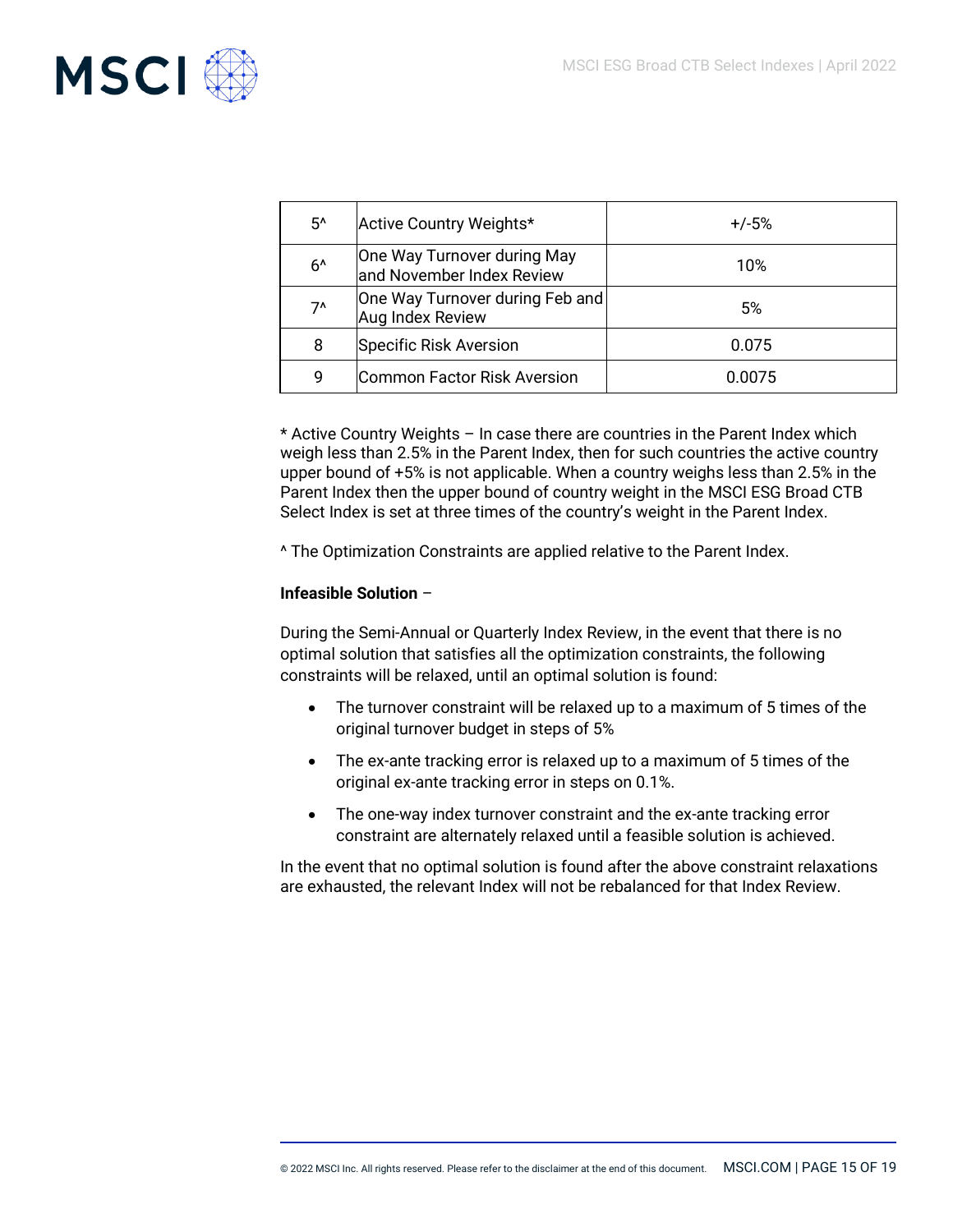| | | |
|---|---|---|
| 5^ | Active Country Weights* | +/-5% |
| 6^ | One Way Turnover during May and November Index Review | 10% |
| 7^ | One Way Turnover during Feb and Aug Index Review | 5% |
| 8 | Specific Risk Aversion | 0.075 |
| 9 | Common Factor Risk Aversion | 0.0075 |

* Active Country Weights – In case there are countries in the Parent Index which weigh less than 2.5% in the Parent Index, then for such countries the active country upper bound of +5% is not applicable. When a country weighs less than 2.5% in the Parent Index then the upper bound of country weight in the MSCI ESG Broad CTB Select Index is set at three times of the country's weight in the Parent Index.

^ The Optimization Constraints are applied relative to the Parent Index.

**Infeasible Solution** –

During the Semi-Annual or Quarterly Index Review, in the event that there is no optimal solution that satisfies all the optimization constraints, the following constraints will be relaxed, until an optimal solution is found:

- The turnover constraint will be relaxed up to a maximum of 5 times of the original turnover budget in steps of 5%
- The ex-ante tracking error is relaxed up to a maximum of 5 times of the original ex-ante tracking error in steps on 0.1%.
- The one-way index turnover constraint and the ex-ante tracking error constraint are alternately relaxed until a feasible solution is achieved.

In the event that no optimal solution is found after the above constraint relaxations are exhausted, the relevant Index will not be rebalanced for that Index Review.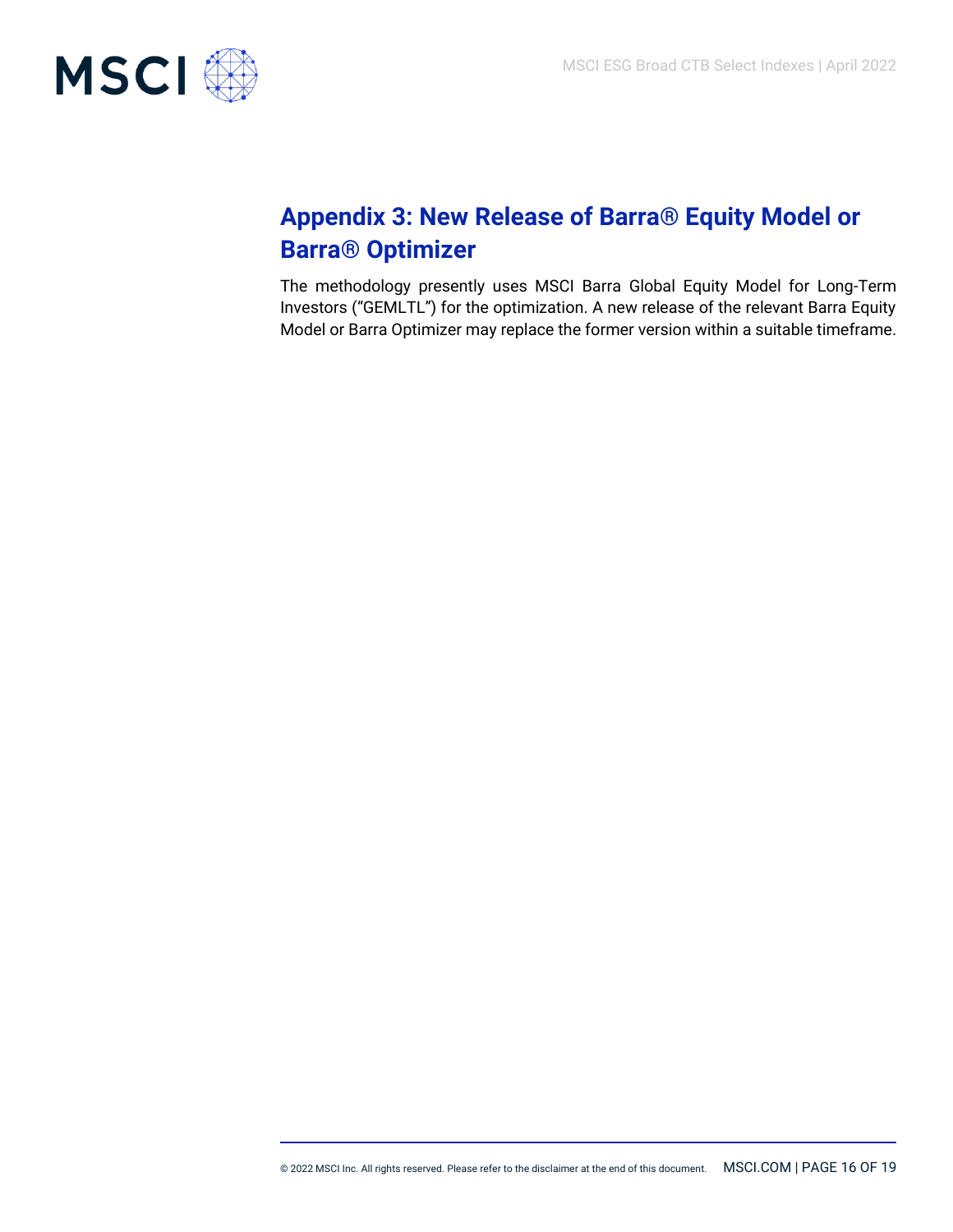# Appendix 3: New Release of Barra® Equity Model or Barra® Optimizer

The methodology presently uses MSCI Barra Global Equity Model for Long-Term Investors (“GEMLTL”) for the optimization. A new release of the relevant Barra Equity Model or Barra Optimizer may replace the former version within a suitable timeframe.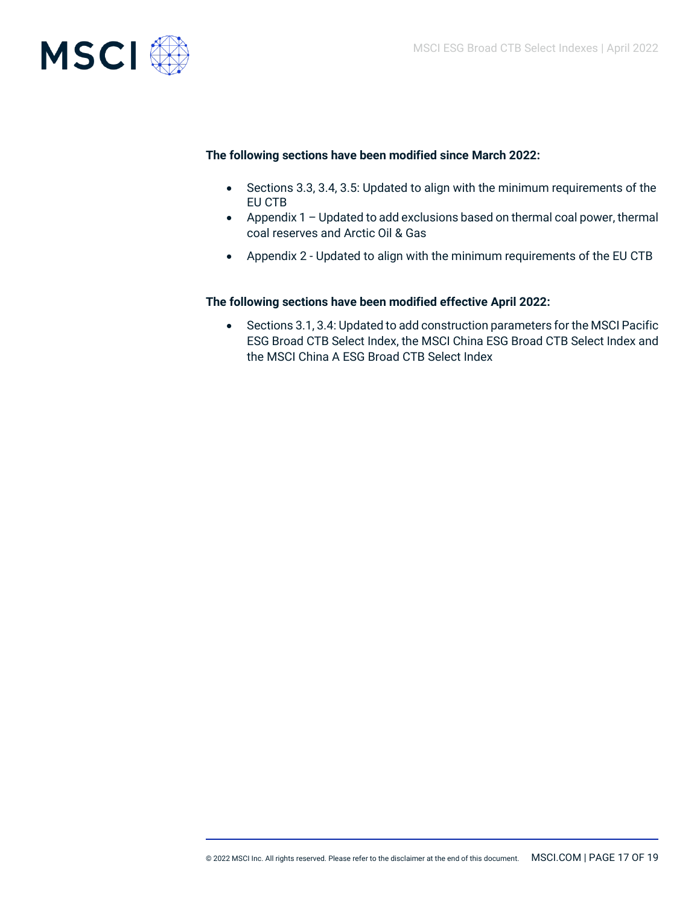**The following sections have been modified since March 2022:**

- Sections 3.3, 3.4, 3.5: Updated to align with the minimum requirements of the EU CTB
- Appendix 1 – Updated to add exclusions based on thermal coal power, thermal coal reserves and Arctic Oil & Gas
- Appendix 2 - Updated to align with the minimum requirements of the EU CTB

**The following sections have been modified effective April 2022:**

- Sections 3.1, 3.4: Updated to add construction parameters for the MSCI Pacific ESG Broad CTB Select Index, the MSCI China ESG Broad CTB Select Index and the MSCI China A ESG Broad CTB Select Index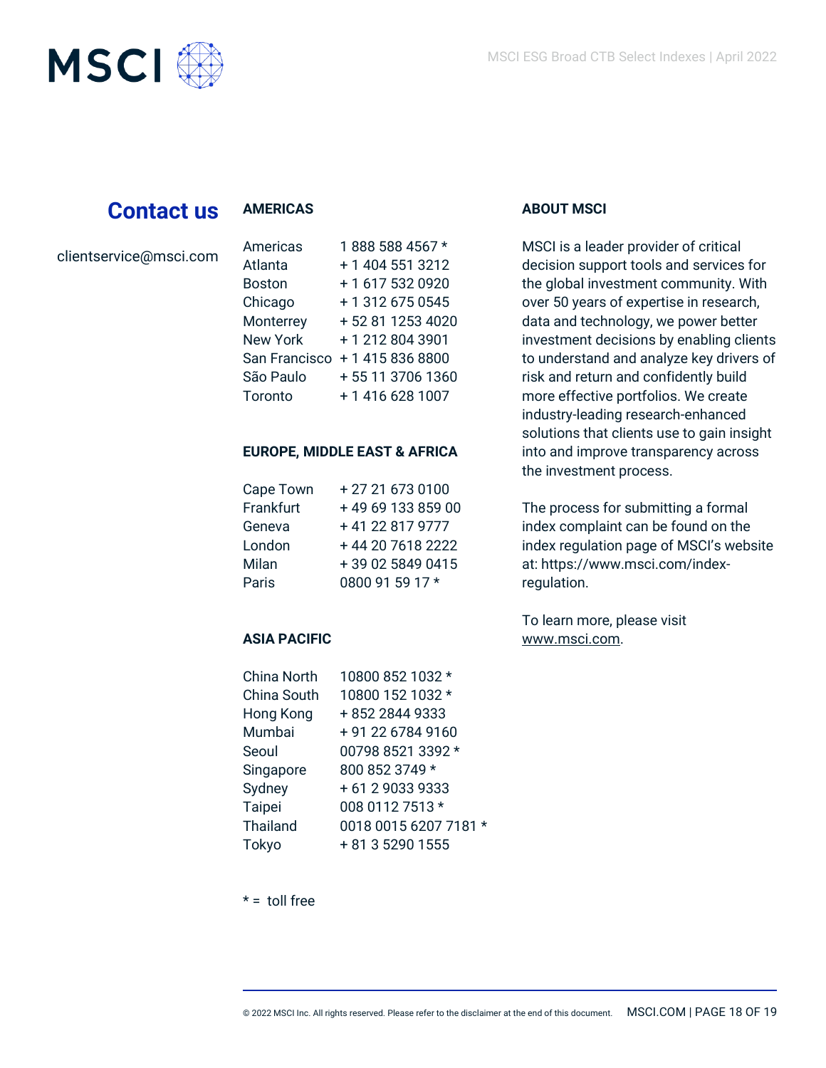## Contact us

clientservice@msci.com

### AMERICAS

| | |
|---|---|
| Americas | 1 888 588 4567 * |
| Atlanta | + 1 404 551 3212 |
| Boston | + 1 617 532 0920 |
| Chicago | + 1 312 675 0545 |
| Monterrey | + 52 81 1253 4020 |
| New York | + 1 212 804 3901 |
| San Francisco | + 1 415 836 8800 |
| São Paulo | + 55 11 3706 1360 |
| Toronto | + 1 416 628 1007 |

### EUROPE, MIDDLE EAST & AFRICA

| | |
|---|---|
| Cape Town | + 27 21 673 0100 |
| Frankfurt | + 49 69 133 859 00 |
| Geneva | + 41 22 817 9777 |
| London | + 44 20 7618 2222 |
| Milan | + 39 02 5849 0415 |
| Paris | 0800 91 59 17 * |

### ASIA PACIFIC

| | |
|---|---|
| China North | 10800 852 1032 * |
| China South | 10800 152 1032 * |
| Hong Kong | + 852 2844 9333 |
| Mumbai | + 91 22 6784 9160 |
| Seoul | 00798 8521 3392 * |
| Singapore | 800 852 3749 * |
| Sydney | + 61 2 9033 9333 |
| Taipei | 008 0112 7513 * |
| Thailand | 0018 0015 6207 7181 * |
| Tokyo | + 81 3 5290 1555 |

* = toll free

### ABOUT MSCI

MSCI is a leader provider of critical decision support tools and services for the global investment community. With over 50 years of expertise in research, data and technology, we power better investment decisions by enabling clients to understand and analyze key drivers of risk and return and confidently build more effective portfolios. We create industry-leading research-enhanced solutions that clients use to gain insight into and improve transparency across the investment process.

The process for submitting a formal index complaint can be found on the index regulation page of MSCI's website at: https://www.msci.com/index-regulation.

To learn more, please visit www.msci.com.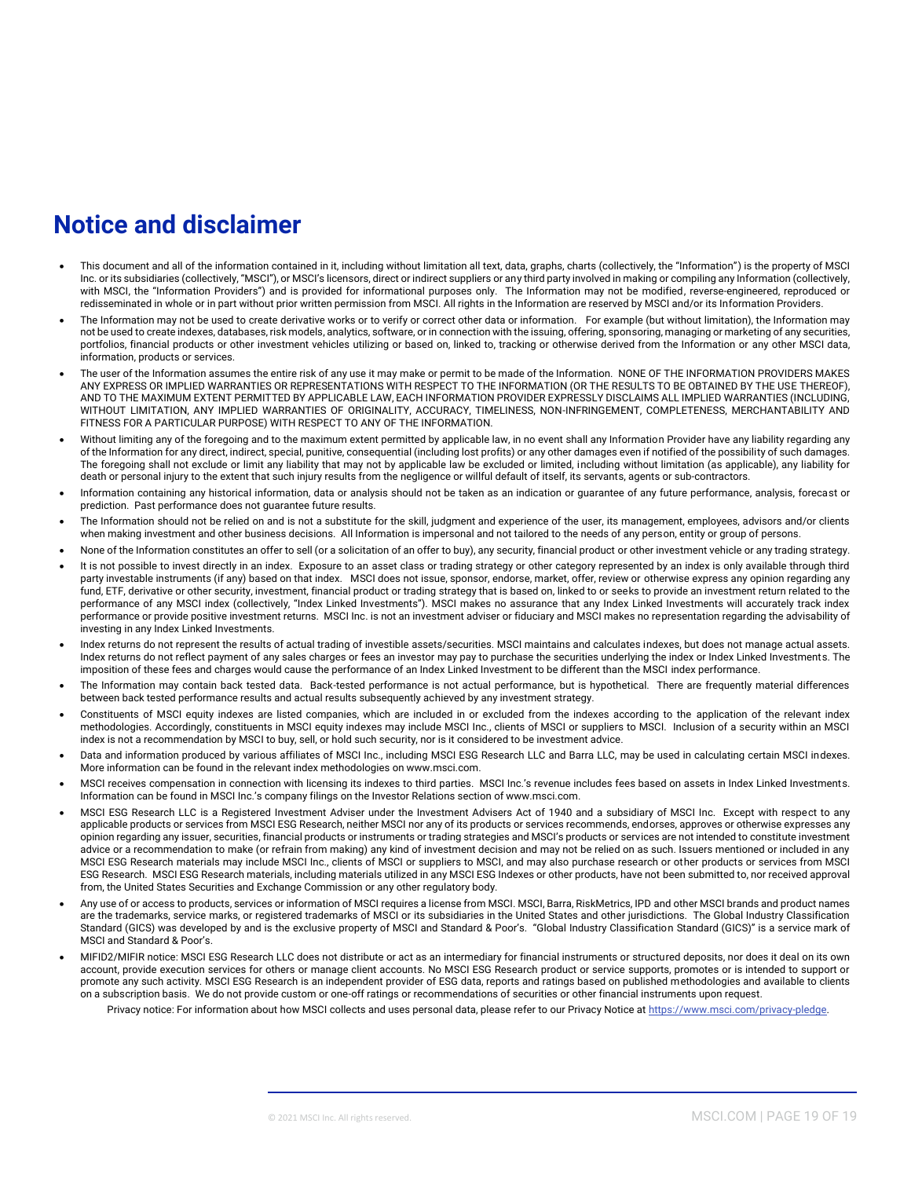# Notice and disclaimer

- This document and all of the information contained in it, including without limitation all text, data, graphs, charts (collectively, the "Information") is the property of MSCI Inc. or its subsidiaries (collectively, "MSCI"), or MSCI's licensors, direct or indirect suppliers or any third party involved in making or compiling any Information (collectively, with MSCI, the "Information Providers") and is provided for informational purposes only. The Information may not be modified, reverse-engineered, reproduced or redisseminated in whole or in part without prior written permission from MSCI. All rights in the Information are reserved by MSCI and/or its Information Providers.
- The Information may not be used to create derivative works or to verify or correct other data or information. For example (but without limitation), the Information may not be used to create indexes, databases, risk models, analytics, software, or in connection with the issuing, offering, sponsoring, managing or marketing of any securities, portfolios, financial products or other investment vehicles utilizing or based on, linked to, tracking or otherwise derived from the Information or any other MSCI data, information, products or services.
- The user of the Information assumes the entire risk of any use it may make or permit to be made of the Information. NONE OF THE INFORMATION PROVIDERS MAKES ANY EXPRESS OR IMPLIED WARRANTIES OR REPRESENTATIONS WITH RESPECT TO THE INFORMATION (OR THE RESULTS TO BE OBTAINED BY THE USE THEREOF), AND TO THE MAXIMUM EXTENT PERMITTED BY APPLICABLE LAW, EACH INFORMATION PROVIDER EXPRESSLY DISCLAIMS ALL IMPLIED WARRANTIES (INCLUDING, WITHOUT LIMITATION, ANY IMPLIED WARRANTIES OF ORIGINALITY, ACCURACY, TIMELINESS, NON-INFRINGEMENT, COMPLETENESS, MERCHANTABILITY AND FITNESS FOR A PARTICULAR PURPOSE) WITH RESPECT TO ANY OF THE INFORMATION.
- Without limiting any of the foregoing and to the maximum extent permitted by applicable law, in no event shall any Information Provider have any liability regarding any of the Information for any direct, indirect, special, punitive, consequential (including lost profits) or any other damages even if notified of the possibility of such damages. The foregoing shall not exclude or limit any liability that may not by applicable law be excluded or limited, including without limitation (as applicable), any liability for death or personal injury to the extent that such injury results from the negligence or willful default of itself, its servants, agents or sub-contractors.
- Information containing any historical information, data or analysis should not be taken as an indication or guarantee of any future performance, analysis, forecast or prediction. Past performance does not guarantee future results.
- The Information should not be relied on and is not a substitute for the skill, judgment and experience of the user, its management, employees, advisors and/or clients when making investment and other business decisions. All Information is impersonal and not tailored to the needs of any person, entity or group of persons.
- None of the Information constitutes an offer to sell (or a solicitation of an offer to buy), any security, financial product or other investment vehicle or any trading strategy.
- It is not possible to invest directly in an index. Exposure to an asset class or trading strategy or other category represented by an index is only available through third party investable instruments (if any) based on that index. MSCI does not issue, sponsor, endorse, market, offer, review or otherwise express any opinion regarding any fund, ETF, derivative or other security, investment, financial product or trading strategy that is based on, linked to or seeks to provide an investment return related to the performance of any MSCI index (collectively, "Index Linked Investments"). MSCI makes no assurance that any Index Linked Investments will accurately track index performance or provide positive investment returns. MSCI Inc. is not an investment adviser or fiduciary and MSCI makes no representation regarding the advisability of investing in any Index Linked Investments.
- Index returns do not represent the results of actual trading of investible assets/securities. MSCI maintains and calculates indexes, but does not manage actual assets. Index returns do not reflect payment of any sales charges or fees an investor may pay to purchase the securities underlying the index or Index Linked Investments. The imposition of these fees and charges would cause the performance of an Index Linked Investment to be different than the MSCI index performance.
- The Information may contain back tested data. Back-tested performance is not actual performance, but is hypothetical. There are frequently material differences between back tested performance results and actual results subsequently achieved by any investment strategy.
- Constituents of MSCI equity indexes are listed companies, which are included in or excluded from the indexes according to the application of the relevant index methodologies. Accordingly, constituents in MSCI equity indexes may include MSCI Inc., clients of MSCI or suppliers to MSCI. Inclusion of a security within an MSCI index is not a recommendation by MSCI to buy, sell, or hold such security, nor is it considered to be investment advice.
- Data and information produced by various affiliates of MSCI Inc., including MSCI ESG Research LLC and Barra LLC, may be used in calculating certain MSCI indexes. More information can be found in the relevant index methodologies on www.msci.com.
- MSCI receives compensation in connection with licensing its indexes to third parties. MSCI Inc.'s revenue includes fees based on assets in Index Linked Investments. Information can be found in MSCI Inc.'s company filings on the Investor Relations section of www.msci.com.
- MSCI ESG Research LLC is a Registered Investment Adviser under the Investment Advisers Act of 1940 and a subsidiary of MSCI Inc. Except with respect to any applicable products or services from MSCI ESG Research, neither MSCI nor any of its products or services recommends, endorses, approves or otherwise expresses any opinion regarding any issuer, securities, financial products or instruments or trading strategies and MSCI's products or services are not intended to constitute investment advice or a recommendation to make (or refrain from making) any kind of investment decision and may not be relied on as such. Issuers mentioned or included in any MSCI ESG Research materials may include MSCI Inc., clients of MSCI or suppliers to MSCI, and may also purchase research or other products or services from MSCI ESG Research. MSCI ESG Research materials, including materials utilized in any MSCI ESG Indexes or other products, have not been submitted to, nor received approval from, the United States Securities and Exchange Commission or any other regulatory body.
- Any use of or access to products, services or information of MSCI requires a license from MSCI. MSCI, Barra, RiskMetrics, IPD and other MSCI brands and product names are the trademarks, service marks, or registered trademarks of MSCI or its subsidiaries in the United States and other jurisdictions. The Global Industry Classification Standard (GICS) was developed by and is the exclusive property of MSCI and Standard & Poor's. "Global Industry Classification Standard (GICS)" is a service mark of MSCI and Standard & Poor's.
- MIFID2/MIFIR notice: MSCI ESG Research LLC does not distribute or act as an intermediary for financial instruments or structured deposits, nor does it deal on its own account, provide execution services for others or manage client accounts. No MSCI ESG Research product or service supports, promotes or is intended to support or promote any such activity. MSCI ESG Research is an independent provider of ESG data, reports and ratings based on published methodologies and available to clients on a subscription basis. We do not provide custom or one-off ratings or recommendations of securities or other financial instruments upon request.

Privacy notice: For information about how MSCI collects and uses personal data, please refer to our Privacy Notice at https://www.msci.com/privacy-pledge.

© 2021 MSCI Inc. All rights reserved.